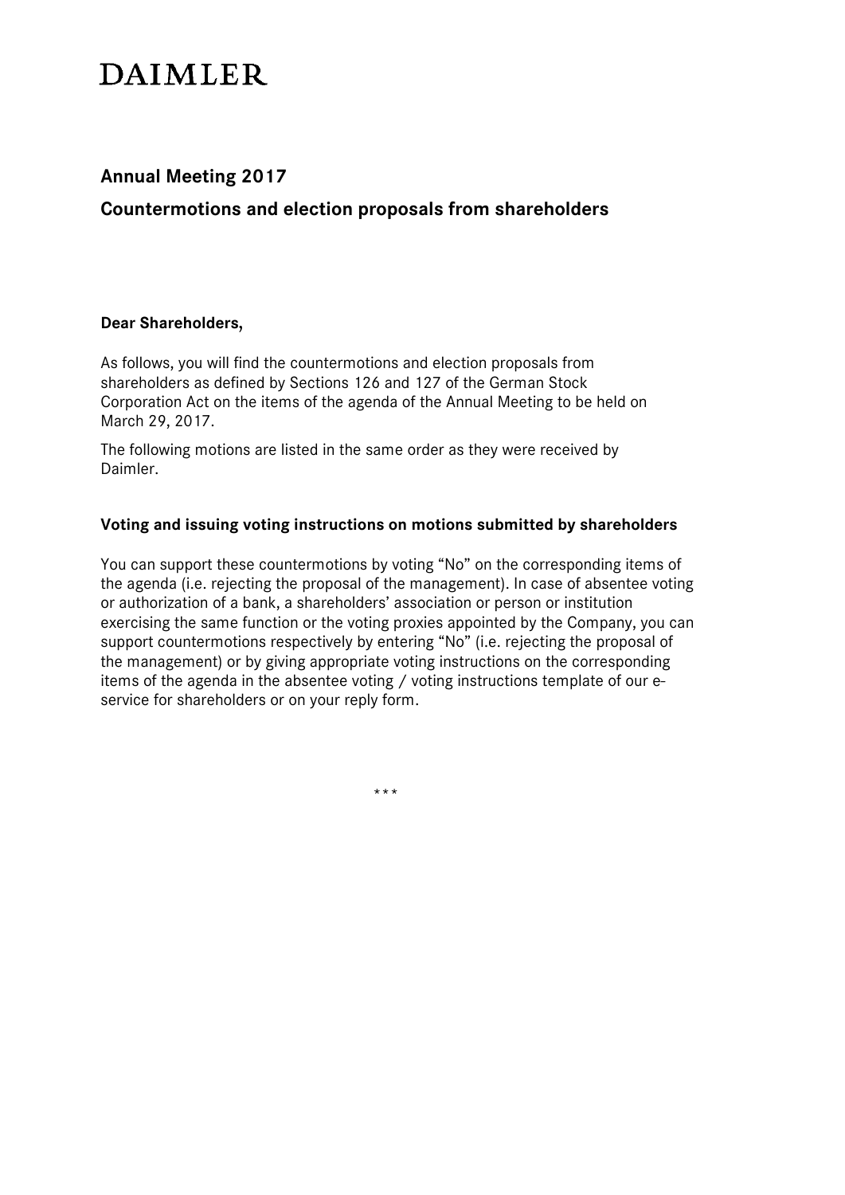# DAIMLER

## Annual Meeting 2017

## Countermotions and election proposals from shareholders

**Dear Shareholders,**

As follows, you will find the countermotions and election proposals from shareholders as defined by Sections 126 and 127 of the German Stock Corporation Act on the items of the agenda of the Annual Meeting to be held on March 29, 2017.

The following motions are listed in the same order as they were received by Daimler.

### Voting and issuing voting instructions on motions submitted by shareholders

You can support these countermotions by voting "No" on the corresponding items of the agenda (i.e. rejecting the proposal of the management). In case of absentee voting or authorization of a bank, a shareholders' association or person or institution exercising the same function or the voting proxies appointed by the Company, you can support countermotions respectively by entering "No" (i.e. rejecting the proposal of the management) or by giving appropriate voting instructions on the corresponding items of the agenda in the absentee voting / voting instructions template of our e-service for shareholders or on your reply form.

***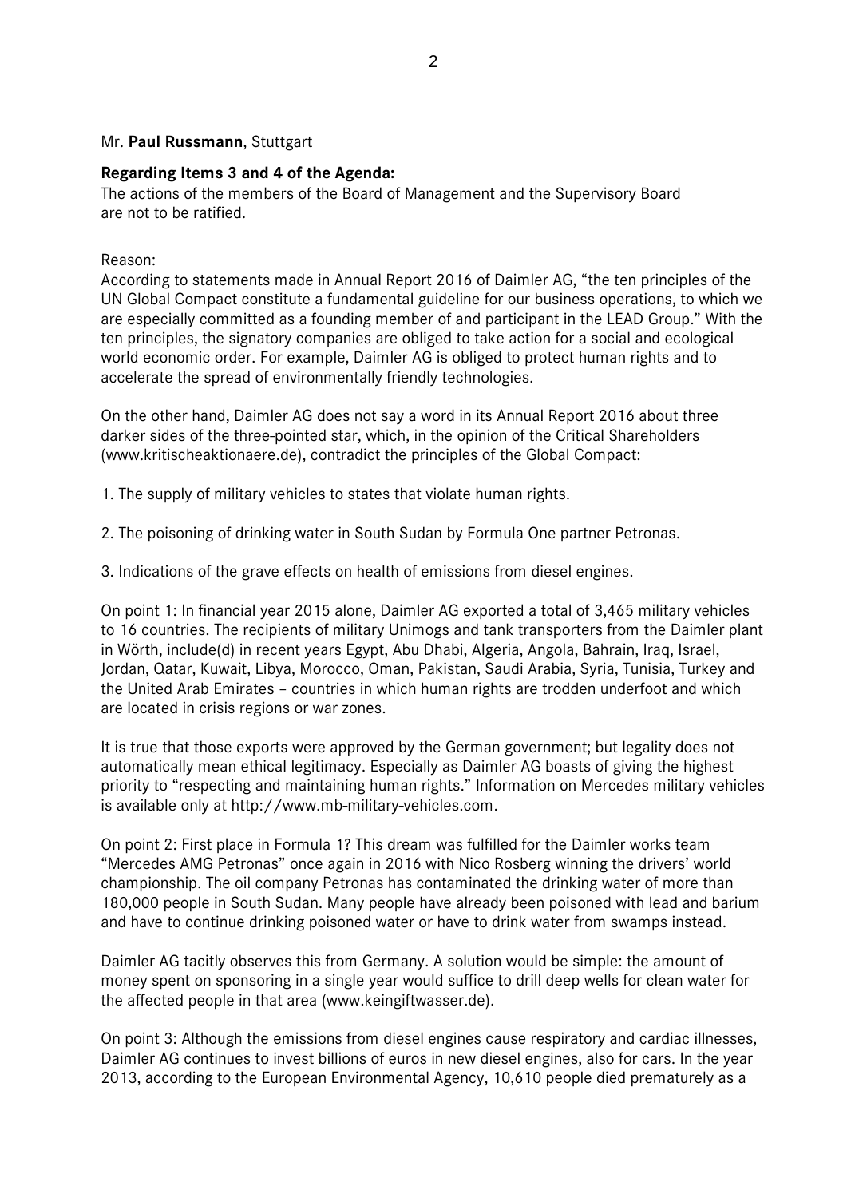Mr. **Paul Russmann**, Stuttgart

**Regarding Items 3 and 4 of the Agenda:**
The actions of the members of the Board of Management and the Supervisory Board are not to be ratified.

Reason:
According to statements made in Annual Report 2016 of Daimler AG, "the ten principles of the UN Global Compact constitute a fundamental guideline for our business operations, to which we are especially committed as a founding member of and participant in the LEAD Group." With the ten principles, the signatory companies are obliged to take action for a social and ecological world economic order. For example, Daimler AG is obliged to protect human rights and to accelerate the spread of environmentally friendly technologies.

On the other hand, Daimler AG does not say a word in its Annual Report 2016 about three darker sides of the three-pointed star, which, in the opinion of the Critical Shareholders (www.kritischeaktionaere.de), contradict the principles of the Global Compact:

1. The supply of military vehicles to states that violate human rights.

2. The poisoning of drinking water in South Sudan by Formula One partner Petronas.

3. Indications of the grave effects on health of emissions from diesel engines.

On point 1: In financial year 2015 alone, Daimler AG exported a total of 3,465 military vehicles to 16 countries. The recipients of military Unimogs and tank transporters from the Daimler plant in Wörth, include(d) in recent years Egypt, Abu Dhabi, Algeria, Angola, Bahrain, Iraq, Israel, Jordan, Qatar, Kuwait, Libya, Morocco, Oman, Pakistan, Saudi Arabia, Syria, Tunisia, Turkey and the United Arab Emirates – countries in which human rights are trodden underfoot and which are located in crisis regions or war zones.

It is true that those exports were approved by the German government; but legality does not automatically mean ethical legitimacy. Especially as Daimler AG boasts of giving the highest priority to "respecting and maintaining human rights." Information on Mercedes military vehicles is available only at http://www.mb-military-vehicles.com.

On point 2: First place in Formula 1? This dream was fulfilled for the Daimler works team "Mercedes AMG Petronas" once again in 2016 with Nico Rosberg winning the drivers' world championship. The oil company Petronas has contaminated the drinking water of more than 180,000 people in South Sudan. Many people have already been poisoned with lead and barium and have to continue drinking poisoned water or have to drink water from swamps instead.

Daimler AG tacitly observes this from Germany. A solution would be simple: the amount of money spent on sponsoring in a single year would suffice to drill deep wells for clean water for the affected people in that area (www.keingiftwasser.de).

On point 3: Although the emissions from diesel engines cause respiratory and cardiac illnesses, Daimler AG continues to invest billions of euros in new diesel engines, also for cars. In the year 2013, according to the European Environmental Agency, 10,610 people died prematurely as a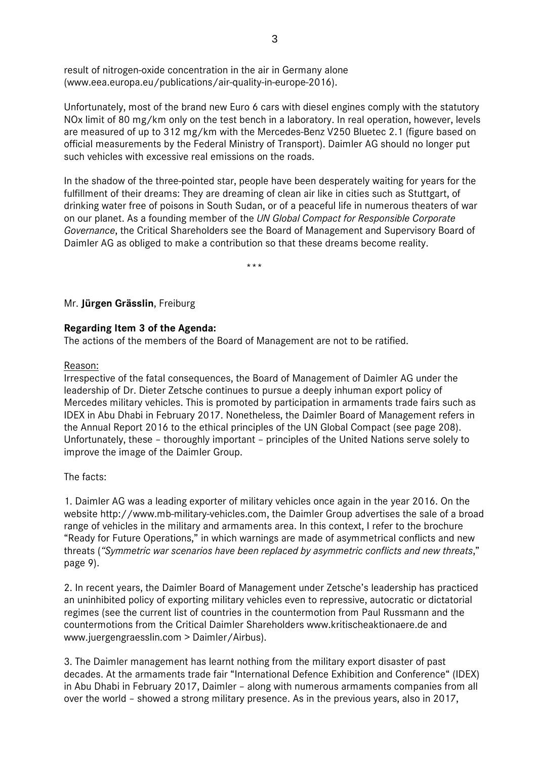result of nitrogen-oxide concentration in the air in Germany alone (www.eea.europa.eu/publications/air-quality-in-europe-2016).

Unfortunately, most of the brand new Euro 6 cars with diesel engines comply with the statutory NOx limit of 80 mg/km only on the test bench in a laboratory. In real operation, however, levels are measured of up to 312 mg/km with the Mercedes-Benz V250 Bluetec 2.1 (figure based on official measurements by the Federal Ministry of Transport). Daimler AG should no longer put such vehicles with excessive real emissions on the roads.

In the shadow of the three-pointed star, people have been desperately waiting for years for the fulfillment of their dreams: They are dreaming of clean air like in cities such as Stuttgart, of drinking water free of poisons in South Sudan, or of a peaceful life in numerous theaters of war on our planet. As a founding member of the *UN Global Compact for Responsible Corporate Governance*, the Critical Shareholders see the Board of Management and Supervisory Board of Daimler AG as obliged to make a contribution so that these dreams become reality.

\*\*\*

Mr. **Jürgen Grässlin**, Freiburg

**Regarding Item 3 of the Agenda:**
The actions of the members of the Board of Management are not to be ratified.

Reason:
Irrespective of the fatal consequences, the Board of Management of Daimler AG under the leadership of Dr. Dieter Zetsche continues to pursue a deeply inhuman export policy of Mercedes military vehicles. This is promoted by participation in armaments trade fairs such as IDEX in Abu Dhabi in February 2017. Nonetheless, the Daimler Board of Management refers in the Annual Report 2016 to the ethical principles of the UN Global Compact (see page 208). Unfortunately, these – thoroughly important – principles of the United Nations serve solely to improve the image of the Daimler Group.

The facts:

1. Daimler AG was a leading exporter of military vehicles once again in the year 2016. On the website http://www.mb-military-vehicles.com, the Daimler Group advertises the sale of a broad range of vehicles in the military and armaments area. In this context, I refer to the brochure "Ready for Future Operations," in which warnings are made of asymmetrical conflicts and new threats (*"Symmetric war scenarios have been replaced by asymmetric conflicts and new threats*," page 9).

2. In recent years, the Daimler Board of Management under Zetsche's leadership has practiced an uninhibited policy of exporting military vehicles even to repressive, autocratic or dictatorial regimes (see the current list of countries in the countermotion from Paul Russmann and the countermotions from the Critical Daimler Shareholders www.kritischeaktionaere.de and www.juergengraesslin.com > Daimler/Airbus).

3. The Daimler management has learnt nothing from the military export disaster of past decades. At the armaments trade fair "International Defence Exhibition and Conference" (IDEX) in Abu Dhabi in February 2017, Daimler – along with numerous armaments companies from all over the world – showed a strong military presence. As in the previous years, also in 2017,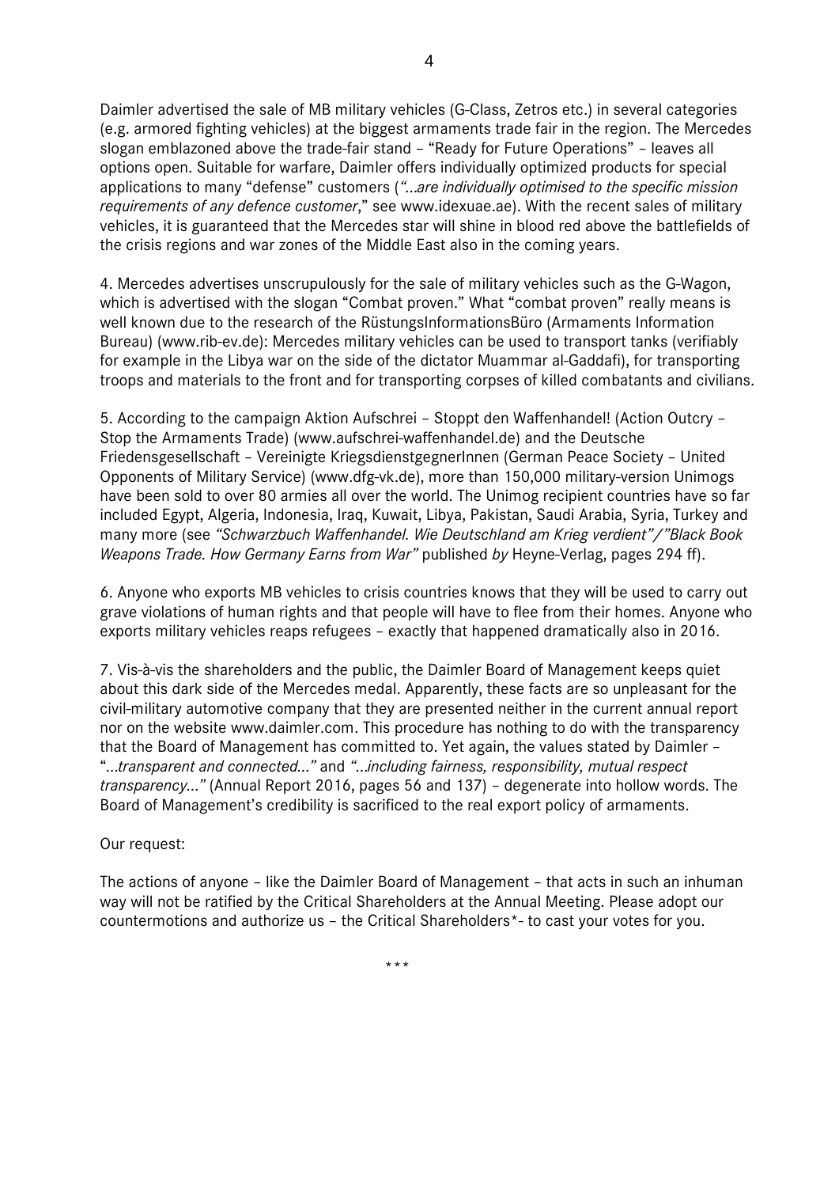Daimler advertised the sale of MB military vehicles (G-Class, Zetros etc.) in several categories (e.g. armored fighting vehicles) at the biggest armaments trade fair in the region. The Mercedes slogan emblazoned above the trade-fair stand – “Ready for Future Operations” – leaves all options open. Suitable for warfare, Daimler offers individually optimized products for special applications to many “defense” customers (*“…are individually optimised to the specific mission requirements of any defence customer*,” see www.idexuae.ae). With the recent sales of military vehicles, it is guaranteed that the Mercedes star will shine in blood red above the battlefields of the crisis regions and war zones of the Middle East also in the coming years.

4. Mercedes advertises unscrupulously for the sale of military vehicles such as the G-Wagon, which is advertised with the slogan “Combat proven.” What “combat proven” really means is well known due to the research of the RüstungsInformationsBüro (Armaments Information Bureau) (www.rib-ev.de): Mercedes military vehicles can be used to transport tanks (verifiably for example in the Libya war on the side of the dictator Muammar al-Gaddafi), for transporting troops and materials to the front and for transporting corpses of killed combatants and civilians.

5. According to the campaign Aktion Aufschrei – Stoppt den Waffenhandel! (Action Outcry – Stop the Armaments Trade) (www.aufschrei-waffenhandel.de) and the Deutsche Friedensgesellschaft – Vereinigte KriegsdienstgegnerInnen (German Peace Society – United Opponents of Military Service) (www.dfg-vk.de), more than 150,000 military-version Unimogs have been sold to over 80 armies all over the world. The Unimog recipient countries have so far included Egypt, Algeria, Indonesia, Iraq, Kuwait, Libya, Pakistan, Saudi Arabia, Syria, Turkey and many more (see *“Schwarzbuch Waffenhandel. Wie Deutschland am Krieg verdient”/”Black Book Weapons Trade. How Germany Earns from War”* published *by* Heyne-Verlag, pages 294 ff).

6. Anyone who exports MB vehicles to crisis countries knows that they will be used to carry out grave violations of human rights and that people will have to flee from their homes. Anyone who exports military vehicles reaps refugees – exactly that happened dramatically also in 2016.

7. Vis-à-vis the shareholders and the public, the Daimler Board of Management keeps quiet about this dark side of the Mercedes medal. Apparently, these facts are so unpleasant for the civil-military automotive company that they are presented neither in the current annual report nor on the website www.daimler.com. This procedure has nothing to do with the transparency that the Board of Management has committed to. Yet again, the values stated by Daimler – “*…transparent and connected…”* and *“…including fairness, responsibility, mutual respect transparency…”* (Annual Report 2016, pages 56 and 137) – degenerate into hollow words. The Board of Management’s credibility is sacrificed to the real export policy of armaments.

Our request:

The actions of anyone – like the Daimler Board of Management – that acts in such an inhuman way will not be ratified by the Critical Shareholders at the Annual Meeting. Please adopt our countermotions and authorize us – the Critical Shareholders*- to cast your votes for you.

\*\*\*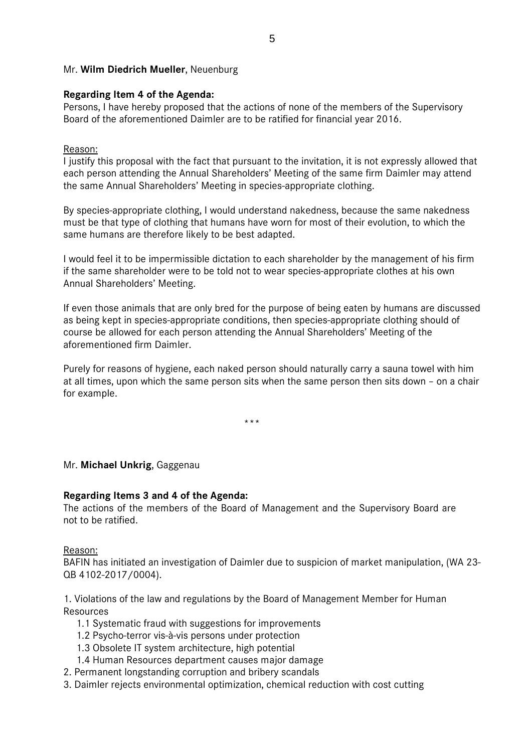Mr. **Wilm Diedrich Mueller**, Neuenburg

**Regarding Item 4 of the Agenda:**
Persons, I have hereby proposed that the actions of none of the members of the Supervisory Board of the aforementioned Daimler are to be ratified for financial year 2016.

Reason:
I justify this proposal with the fact that pursuant to the invitation, it is not expressly allowed that each person attending the Annual Shareholders' Meeting of the same firm Daimler may attend the same Annual Shareholders' Meeting in species-appropriate clothing.

By species-appropriate clothing, I would understand nakedness, because the same nakedness must be that type of clothing that humans have worn for most of their evolution, to which the same humans are therefore likely to be best adapted.

I would feel it to be impermissible dictation to each shareholder by the management of his firm if the same shareholder were to be told not to wear species-appropriate clothes at his own Annual Shareholders' Meeting.

If even those animals that are only bred for the purpose of being eaten by humans are discussed as being kept in species-appropriate conditions, then species-appropriate clothing should of course be allowed for each person attending the Annual Shareholders' Meeting of the aforementioned firm Daimler.

Purely for reasons of hygiene, each naked person should naturally carry a sauna towel with him at all times, upon which the same person sits when the same person then sits down – on a chair for example.

\*\*\*

Mr. **Michael Unkrig**, Gaggenau

**Regarding Items 3 and 4 of the Agenda:**
The actions of the members of the Board of Management and the Supervisory Board are not to be ratified.

Reason:
BAFIN has initiated an investigation of Daimler due to suspicion of market manipulation, (WA 23-QB 4102-2017/0004).

1. Violations of the law and regulations by the Board of Management Member for Human Resources
    1.1 Systematic fraud with suggestions for improvements
    1.2 Psycho-terror vis-à-vis persons under protection
    1.3 Obsolete IT system architecture, high potential
    1.4 Human Resources department causes major damage
2. Permanent longstanding corruption and bribery scandals
3. Daimler rejects environmental optimization, chemical reduction with cost cutting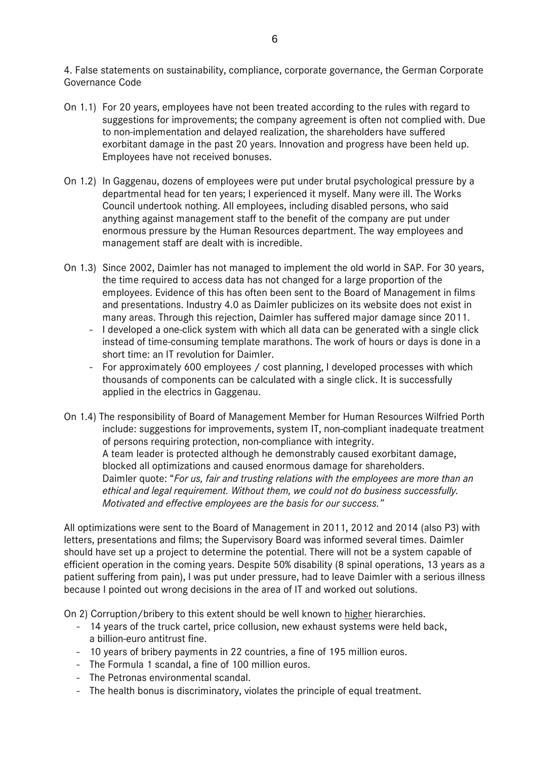4. False statements on sustainability, compliance, corporate governance, the German Corporate Governance Code

On 1.1) For 20 years, employees have not been treated according to the rules with regard to suggestions for improvements; the company agreement is often not complied with. Due to non-implementation and delayed realization, the shareholders have suffered exorbitant damage in the past 20 years. Innovation and progress have been held up. Employees have not received bonuses.

On 1.2) In Gaggenau, dozens of employees were put under brutal psychological pressure by a departmental head for ten years; I experienced it myself. Many were ill. The Works Council undertook nothing. All employees, including disabled persons, who said anything against management staff to the benefit of the company are put under enormous pressure by the Human Resources department. The way employees and management staff are dealt with is incredible.

On 1.3) Since 2002, Daimler has not managed to implement the old world in SAP. For 30 years, the time required to access data has not changed for a large proportion of the employees. Evidence of this has often been sent to the Board of Management in films and presentations. Industry 4.0 as Daimler publicizes on its website does not exist in many areas. Through this rejection, Daimler has suffered major damage since 2011.

- I developed a one-click system with which all data can be generated with a single click instead of time-consuming template marathons. The work of hours or days is done in a short time: an IT revolution for Daimler.
- For approximately 600 employees / cost planning, I developed processes with which thousands of components can be calculated with a single click. It is successfully applied in the electrics in Gaggenau.

On 1.4) The responsibility of Board of Management Member for Human Resources Wilfried Porth include: suggestions for improvements, system IT, non-compliant inadequate treatment of persons requiring protection, non-compliance with integrity.
A team leader is protected although he demonstrably caused exorbitant damage, blocked all optimizations and caused enormous damage for shareholders.
Daimler quote: "*For us, fair and trusting relations with the employees are more than an ethical and legal requirement. Without them, we could not do business successfully. Motivated and effective employees are the basis for our success.*"

All optimizations were sent to the Board of Management in 2011, 2012 and 2014 (also P3) with letters, presentations and films; the Supervisory Board was informed several times. Daimler should have set up a project to determine the potential. There will not be a system capable of efficient operation in the coming years. Despite 50% disability (8 spinal operations, 13 years as a patient suffering from pain), I was put under pressure, had to leave Daimler with a serious illness because I pointed out wrong decisions in the area of IT and worked out solutions.

On 2) Corruption/bribery to this extent should be well known to <u>higher</u> hierarchies.

- 14 years of the truck cartel, price collusion, new exhaust systems were held back, a billion-euro antitrust fine.
- 10 years of bribery payments in 22 countries, a fine of 195 million euros.
- The Formula 1 scandal, a fine of 100 million euros.
- The Petronas environmental scandal.
- The health bonus is discriminatory, violates the principle of equal treatment.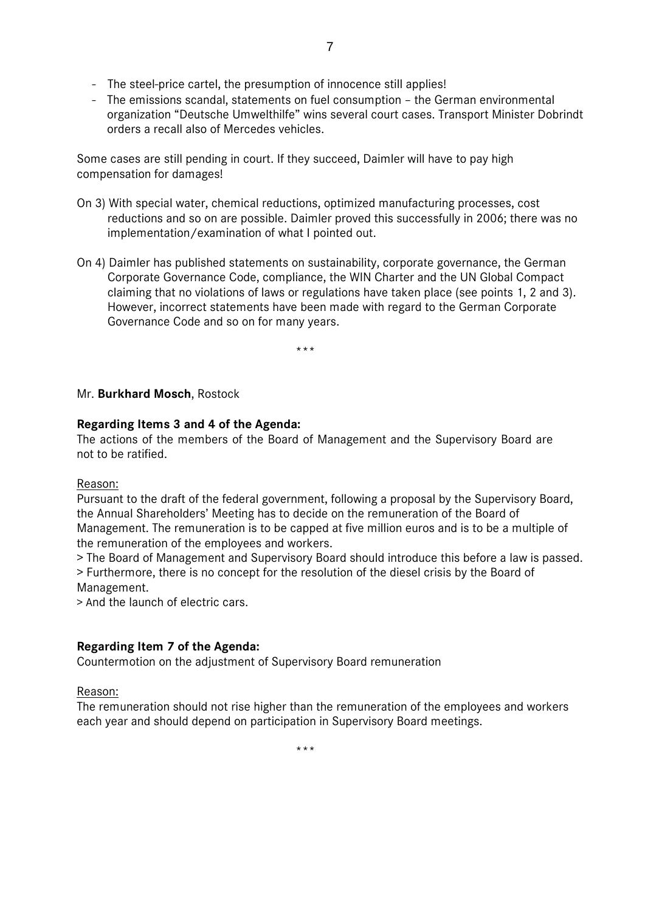- The steel-price cartel, the presumption of innocence still applies!
- The emissions scandal, statements on fuel consumption – the German environmental organization "Deutsche Umwelthilfe" wins several court cases. Transport Minister Dobrindt orders a recall also of Mercedes vehicles.

Some cases are still pending in court. If they succeed, Daimler will have to pay high compensation for damages!

On 3) With special water, chemical reductions, optimized manufacturing processes, cost reductions and so on are possible. Daimler proved this successfully in 2006; there was no implementation/examination of what I pointed out.

On 4) Daimler has published statements on sustainability, corporate governance, the German Corporate Governance Code, compliance, the WIN Charter and the UN Global Compact claiming that no violations of laws or regulations have taken place (see points 1, 2 and 3). However, incorrect statements have been made with regard to the German Corporate Governance Code and so on for many years.

\*\*\*

Mr. **Burkhard Mosch**, Rostock

**Regarding Items 3 and 4 of the Agenda:**
The actions of the members of the Board of Management and the Supervisory Board are not to be ratified.

Reason:
Pursuant to the draft of the federal government, following a proposal by the Supervisory Board, the Annual Shareholders' Meeting has to decide on the remuneration of the Board of Management. The remuneration is to be capped at five million euros and is to be a multiple of the remuneration of the employees and workers.
> The Board of Management and Supervisory Board should introduce this before a law is passed.
> Furthermore, there is no concept for the resolution of the diesel crisis by the Board of Management.
> And the launch of electric cars.

**Regarding Item 7 of the Agenda:**
Countermotion on the adjustment of Supervisory Board remuneration

Reason:
The remuneration should not rise higher than the remuneration of the employees and workers each year and should depend on participation in Supervisory Board meetings.

\*\*\*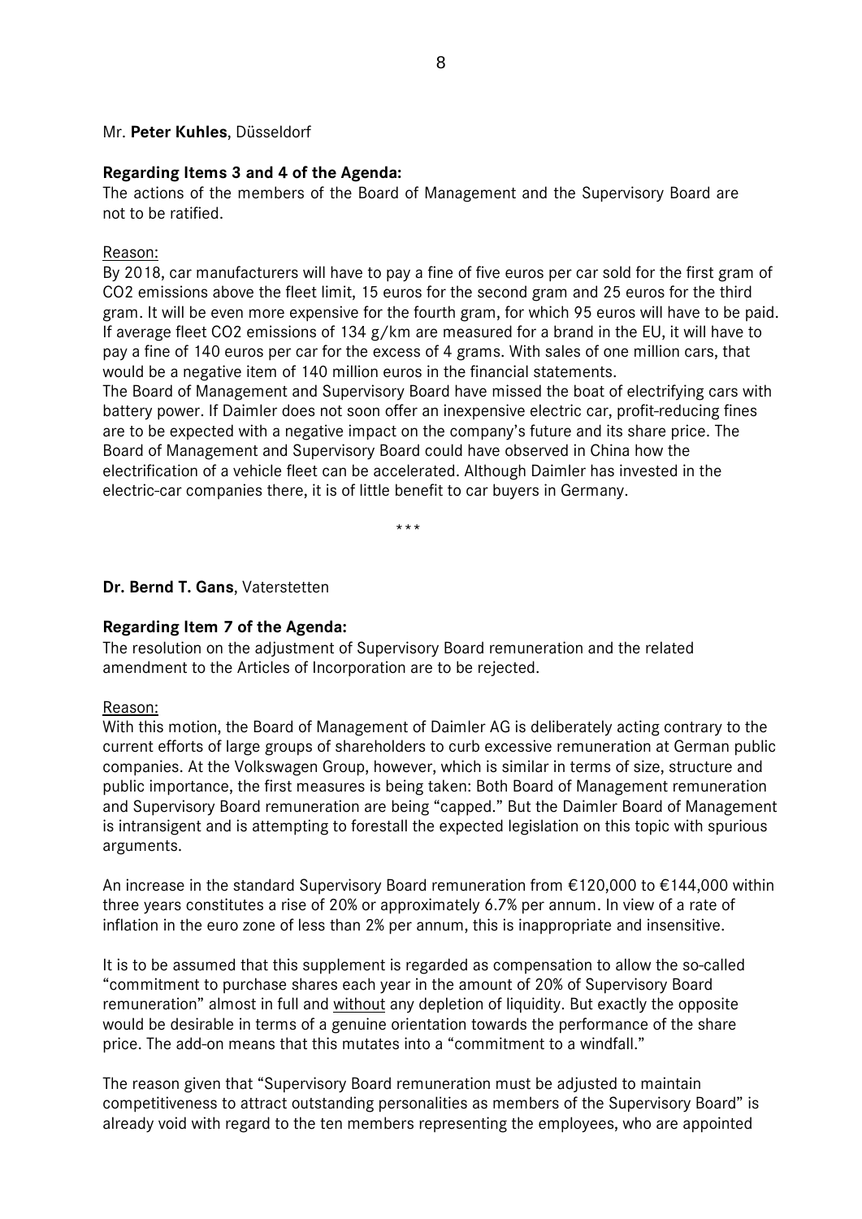Mr. **Peter Kuhles**, Düsseldorf

**Regarding Items 3 and 4 of the Agenda:**

The actions of the members of the Board of Management and the Supervisory Board are not to be ratified.

Reason:

By 2018, car manufacturers will have to pay a fine of five euros per car sold for the first gram of $CO_2$ emissions above the fleet limit, 15 euros for the second gram and 25 euros for the third gram. It will be even more expensive for the fourth gram, for which 95 euros will have to be paid. If average fleet $CO_2$ emissions of 134 g/km are measured for a brand in the EU, it will have to pay a fine of 140 euros per car for the excess of 4 grams. With sales of one million cars, that would be a negative item of 140 million euros in the financial statements.
The Board of Management and Supervisory Board have missed the boat of electrifying cars with battery power. If Daimler does not soon offer an inexpensive electric car, profit-reducing fines are to be expected with a negative impact on the company's future and its share price. The Board of Management and Supervisory Board could have observed in China how the electrification of a vehicle fleet can be accelerated. Although Daimler has invested in the electric-car companies there, it is of little benefit to car buyers in Germany.

\* \* \*

**Dr. Bernd T. Gans**, Vaterstetten

**Regarding Item 7 of the Agenda:**

The resolution on the adjustment of Supervisory Board remuneration and the related amendment to the Articles of Incorporation are to be rejected.

Reason:

With this motion, the Board of Management of Daimler AG is deliberately acting contrary to the current efforts of large groups of shareholders to curb excessive remuneration at German public companies. At the Volkswagen Group, however, which is similar in terms of size, structure and public importance, the first measures is being taken: Both Board of Management remuneration and Supervisory Board remuneration are being "capped." But the Daimler Board of Management is intransigent and is attempting to forestall the expected legislation on this topic with spurious arguments.

An increase in the standard Supervisory Board remuneration from €120,000 to €144,000 within three years constitutes a rise of 20% or approximately 6.7% per annum. In view of a rate of inflation in the euro zone of less than 2% per annum, this is inappropriate and insensitive.

It is to be assumed that this supplement is regarded as compensation to allow the so-called "commitment to purchase shares each year in the amount of 20% of Supervisory Board remuneration" almost in full and without any depletion of liquidity. But exactly the opposite would be desirable in terms of a genuine orientation towards the performance of the share price. The add-on means that this mutates into a "commitment to a windfall."

The reason given that "Supervisory Board remuneration must be adjusted to maintain competitiveness to attract outstanding personalities as members of the Supervisory Board" is already void with regard to the ten members representing the employees, who are appointed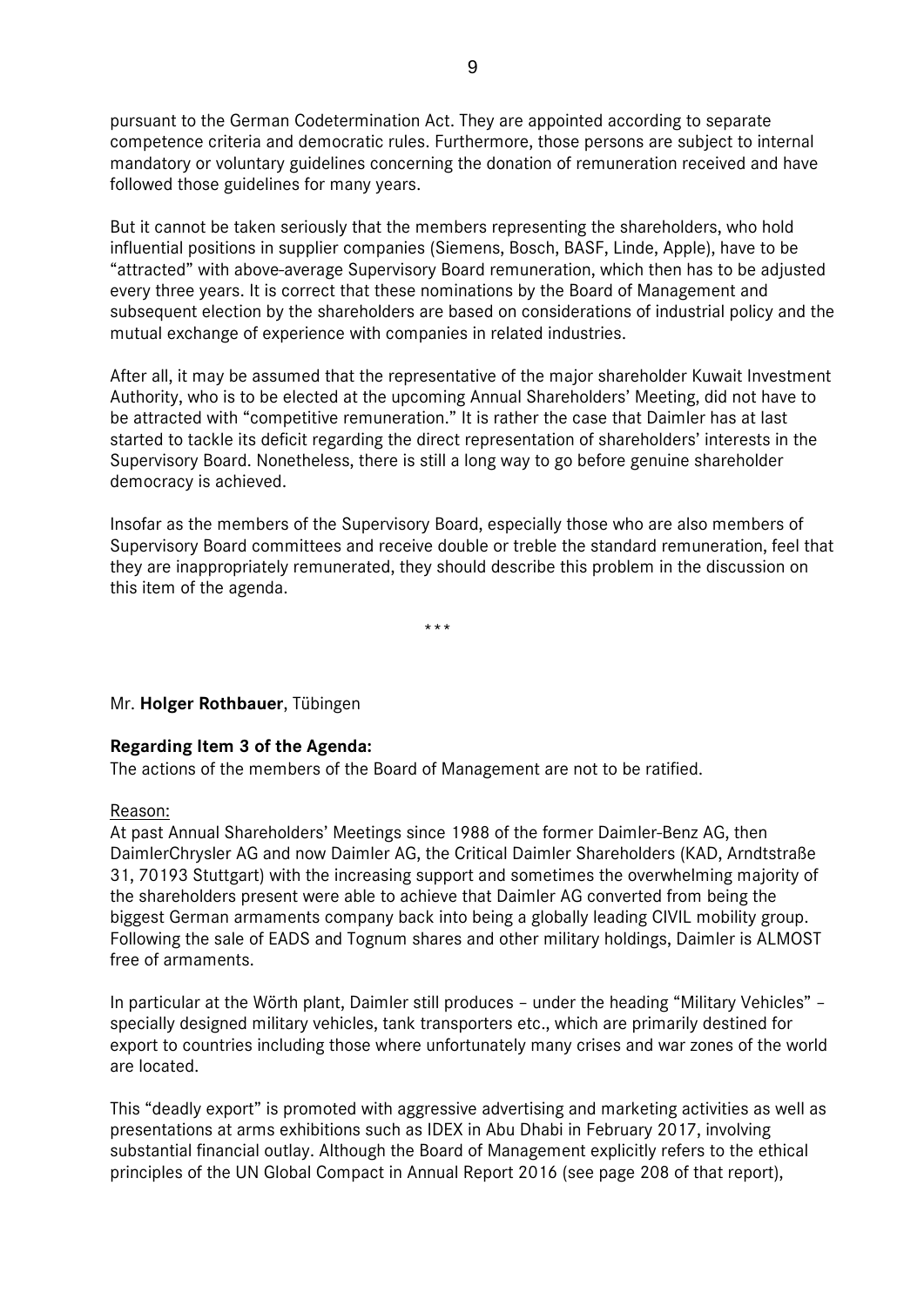pursuant to the German Codetermination Act. They are appointed according to separate competence criteria and democratic rules. Furthermore, those persons are subject to internal mandatory or voluntary guidelines concerning the donation of remuneration received and have followed those guidelines for many years.

But it cannot be taken seriously that the members representing the shareholders, who hold influential positions in supplier companies (Siemens, Bosch, BASF, Linde, Apple), have to be "attracted" with above-average Supervisory Board remuneration, which then has to be adjusted every three years. It is correct that these nominations by the Board of Management and subsequent election by the shareholders are based on considerations of industrial policy and the mutual exchange of experience with companies in related industries.

After all, it may be assumed that the representative of the major shareholder Kuwait Investment Authority, who is to be elected at the upcoming Annual Shareholders' Meeting, did not have to be attracted with "competitive remuneration." It is rather the case that Daimler has at last started to tackle its deficit regarding the direct representation of shareholders' interests in the Supervisory Board. Nonetheless, there is still a long way to go before genuine shareholder democracy is achieved.

Insofar as the members of the Supervisory Board, especially those who are also members of Supervisory Board committees and receive double or treble the standard remuneration, feel that they are inappropriately remunerated, they should describe this problem in the discussion on this item of the agenda.

\*\*\*

Mr. **Holger Rothbauer**, Tübingen

**Regarding Item 3 of the Agenda:**

The actions of the members of the Board of Management are not to be ratified.

Reason:

At past Annual Shareholders' Meetings since 1988 of the former Daimler-Benz AG, then DaimlerChrysler AG and now Daimler AG, the Critical Daimler Shareholders (KAD, Arndtstraße 31, 70193 Stuttgart) with the increasing support and sometimes the overwhelming majority of the shareholders present were able to achieve that Daimler AG converted from being the biggest German armaments company back into being a globally leading CIVIL mobility group. Following the sale of EADS and Tognum shares and other military holdings, Daimler is ALMOST free of armaments.

In particular at the Wörth plant, Daimler still produces – under the heading "Military Vehicles" – specially designed military vehicles, tank transporters etc., which are primarily destined for export to countries including those where unfortunately many crises and war zones of the world are located.

This "deadly export" is promoted with aggressive advertising and marketing activities as well as presentations at arms exhibitions such as IDEX in Abu Dhabi in February 2017, involving substantial financial outlay. Although the Board of Management explicitly refers to the ethical principles of the UN Global Compact in Annual Report 2016 (see page 208 of that report),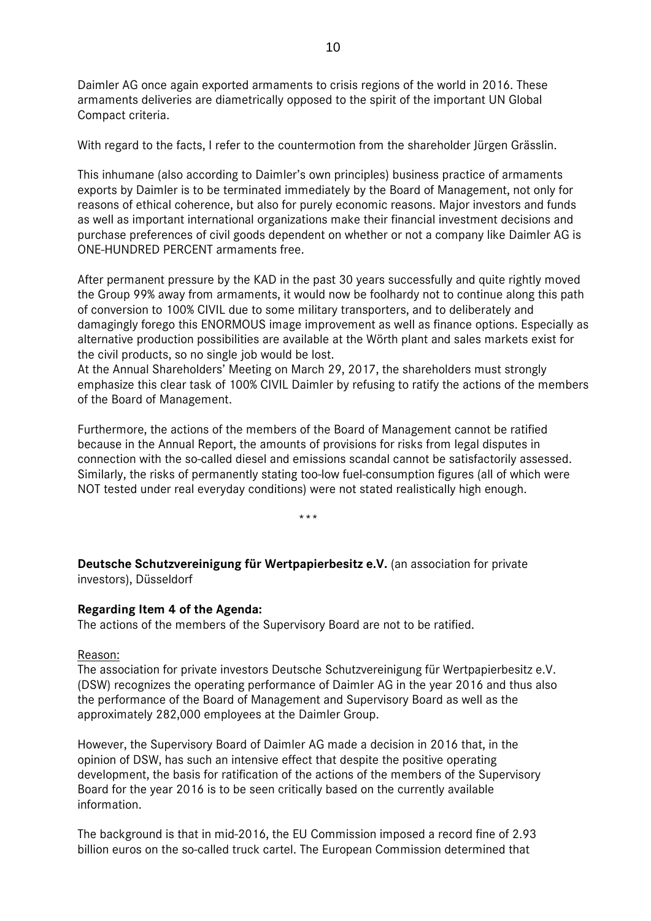Daimler AG once again exported armaments to crisis regions of the world in 2016. These armaments deliveries are diametrically opposed to the spirit of the important UN Global Compact criteria.

With regard to the facts, I refer to the countermotion from the shareholder Jürgen Grässlin.

This inhumane (also according to Daimler's own principles) business practice of armaments exports by Daimler is to be terminated immediately by the Board of Management, not only for reasons of ethical coherence, but also for purely economic reasons. Major investors and funds as well as important international organizations make their financial investment decisions and purchase preferences of civil goods dependent on whether or not a company like Daimler AG is ONE-HUNDRED PERCENT armaments free.

After permanent pressure by the KAD in the past 30 years successfully and quite rightly moved the Group 99% away from armaments, it would now be foolhardy not to continue along this path of conversion to 100% CIVIL due to some military transporters, and to deliberately and damagingly forego this ENORMOUS image improvement as well as finance options. Especially as alternative production possibilities are available at the Wörth plant and sales markets exist for the civil products, so no single job would be lost.
At the Annual Shareholders' Meeting on March 29, 2017, the shareholders must strongly emphasize this clear task of 100% CIVIL Daimler by refusing to ratify the actions of the members of the Board of Management.

Furthermore, the actions of the members of the Board of Management cannot be ratified because in the Annual Report, the amounts of provisions for risks from legal disputes in connection with the so-called diesel and emissions scandal cannot be satisfactorily assessed. Similarly, the risks of permanently stating too-low fuel-consumption figures (all of which were NOT tested under real everyday conditions) were not stated realistically high enough.

\*\*\*

**Deutsche Schutzvereinigung für Wertpapierbesitz e.V.** (an association for private investors), Düsseldorf

**Regarding Item 4 of the Agenda:**
The actions of the members of the Supervisory Board are not to be ratified.

Reason:
The association for private investors Deutsche Schutzvereinigung für Wertpapierbesitz e.V. (DSW) recognizes the operating performance of Daimler AG in the year 2016 and thus also the performance of the Board of Management and Supervisory Board as well as the approximately 282,000 employees at the Daimler Group.

However, the Supervisory Board of Daimler AG made a decision in 2016 that, in the opinion of DSW, has such an intensive effect that despite the positive operating development, the basis for ratification of the actions of the members of the Supervisory Board for the year 2016 is to be seen critically based on the currently available information.

The background is that in mid-2016, the EU Commission imposed a record fine of 2.93 billion euros on the so-called truck cartel. The European Commission determined that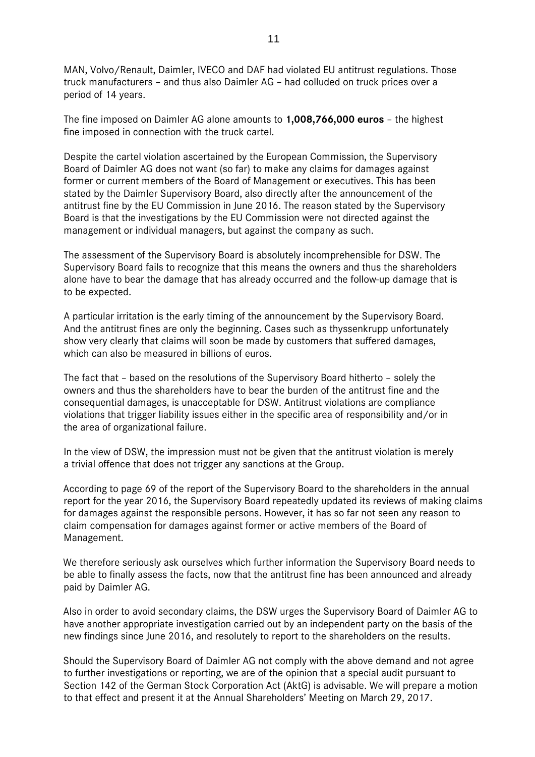MAN, Volvo/Renault, Daimler, IVECO and DAF had violated EU antitrust regulations. Those truck manufacturers – and thus also Daimler AG – had colluded on truck prices over a period of 14 years.

The fine imposed on Daimler AG alone amounts to **1,008,766,000 euros** – the highest fine imposed in connection with the truck cartel.

Despite the cartel violation ascertained by the European Commission, the Supervisory Board of Daimler AG does not want (so far) to make any claims for damages against former or current members of the Board of Management or executives. This has been stated by the Daimler Supervisory Board, also directly after the announcement of the antitrust fine by the EU Commission in June 2016. The reason stated by the Supervisory Board is that the investigations by the EU Commission were not directed against the management or individual managers, but against the company as such.

The assessment of the Supervisory Board is absolutely incomprehensible for DSW. The Supervisory Board fails to recognize that this means the owners and thus the shareholders alone have to bear the damage that has already occurred and the follow-up damage that is to be expected.

A particular irritation is the early timing of the announcement by the Supervisory Board. And the antitrust fines are only the beginning. Cases such as thyssenkrupp unfortunately show very clearly that claims will soon be made by customers that suffered damages, which can also be measured in billions of euros.

The fact that – based on the resolutions of the Supervisory Board hitherto – solely the owners and thus the shareholders have to bear the burden of the antitrust fine and the consequential damages, is unacceptable for DSW. Antitrust violations are compliance violations that trigger liability issues either in the specific area of responsibility and/or in the area of organizational failure.

In the view of DSW, the impression must not be given that the antitrust violation is merely a trivial offence that does not trigger any sanctions at the Group.

According to page 69 of the report of the Supervisory Board to the shareholders in the annual report for the year 2016, the Supervisory Board repeatedly updated its reviews of making claims for damages against the responsible persons. However, it has so far not seen any reason to claim compensation for damages against former or active members of the Board of Management.

We therefore seriously ask ourselves which further information the Supervisory Board needs to be able to finally assess the facts, now that the antitrust fine has been announced and already paid by Daimler AG.

Also in order to avoid secondary claims, the DSW urges the Supervisory Board of Daimler AG to have another appropriate investigation carried out by an independent party on the basis of the new findings since June 2016, and resolutely to report to the shareholders on the results.

Should the Supervisory Board of Daimler AG not comply with the above demand and not agree to further investigations or reporting, we are of the opinion that a special audit pursuant to Section 142 of the German Stock Corporation Act (AktG) is advisable. We will prepare a motion to that effect and present it at the Annual Shareholders' Meeting on March 29, 2017.